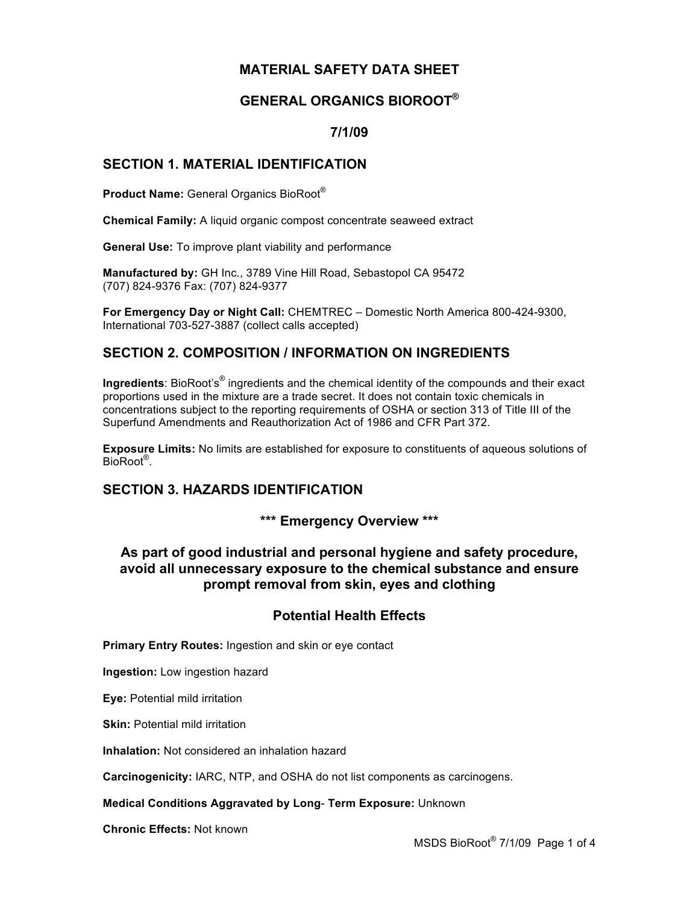# MATERIAL SAFETY DATA SHEET

# GENERAL ORGANICS BIOROOT®

# 7/1/09

## SECTION 1. MATERIAL IDENTIFICATION

**Product Name:** General Organics BioRoot®

**Chemical Family:** A liquid organic compost concentrate seaweed extract

**General Use:** To improve plant viability and performance

**Manufactured by:** GH Inc., 3789 Vine Hill Road, Sebastopol CA 95472
(707) 824-9376 Fax: (707) 824-9377

**For Emergency Day or Night Call:** CHEMTREC – Domestic North America 800-424-9300, International 703-527-3887 (collect calls accepted)

## SECTION 2. COMPOSITION / INFORMATION ON INGREDIENTS

**Ingredients**: BioRoot's® ingredients and the chemical identity of the compounds and their exact proportions used in the mixture are a trade secret. It does not contain toxic chemicals in concentrations subject to the reporting requirements of OSHA or section 313 of Title III of the Superfund Amendments and Reauthorization Act of 1986 and CFR Part 372.

**Exposure Limits:** No limits are established for exposure to constituents of aqueous solutions of BioRoot®.

## SECTION 3. HAZARDS IDENTIFICATION

### *** Emergency Overview ***

### As part of good industrial and personal hygiene and safety procedure, avoid all unnecessary exposure to the chemical substance and ensure prompt removal from skin, eyes and clothing

### Potential Health Effects

**Primary Entry Routes:** Ingestion and skin or eye contact

**Ingestion:** Low ingestion hazard

**Eye:** Potential mild irritation

**Skin:** Potential mild irritation

**Inhalation:** Not considered an inhalation hazard

**Carcinogenicity:** IARC, NTP, and OSHA do not list components as carcinogens.

**Medical Conditions Aggravated by Long- Term Exposure:** Unknown

**Chronic Effects:** Not known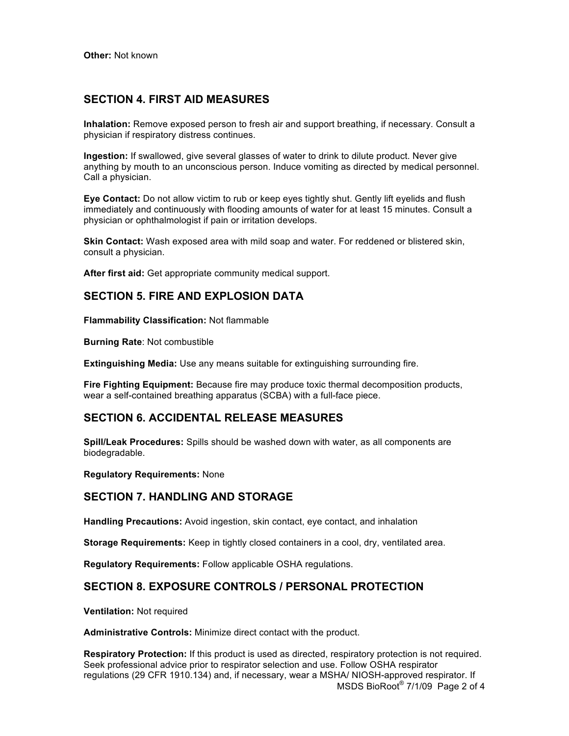**Other:** Not known

## SECTION 4. FIRST AID MEASURES

**Inhalation:** Remove exposed person to fresh air and support breathing, if necessary. Consult a physician if respiratory distress continues.

**Ingestion:** If swallowed, give several glasses of water to drink to dilute product. Never give anything by mouth to an unconscious person. Induce vomiting as directed by medical personnel. Call a physician.

**Eye Contact:** Do not allow victim to rub or keep eyes tightly shut. Gently lift eyelids and flush immediately and continuously with flooding amounts of water for at least 15 minutes. Consult a physician or ophthalmologist if pain or irritation develops.

**Skin Contact:** Wash exposed area with mild soap and water. For reddened or blistered skin, consult a physician.

**After first aid:** Get appropriate community medical support.

## SECTION 5. FIRE AND EXPLOSION DATA

**Flammability Classification:** Not flammable

**Burning Rate**: Not combustible

**Extinguishing Media:** Use any means suitable for extinguishing surrounding fire.

**Fire Fighting Equipment:** Because fire may produce toxic thermal decomposition products, wear a self-contained breathing apparatus (SCBA) with a full-face piece.

## SECTION 6. ACCIDENTAL RELEASE MEASURES

**Spill/Leak Procedures:** Spills should be washed down with water, as all components are biodegradable.

**Regulatory Requirements:** None

## SECTION 7. HANDLING AND STORAGE

**Handling Precautions:** Avoid ingestion, skin contact, eye contact, and inhalation

**Storage Requirements:** Keep in tightly closed containers in a cool, dry, ventilated area.

**Regulatory Requirements:** Follow applicable OSHA regulations.

## SECTION 8. EXPOSURE CONTROLS / PERSONAL PROTECTION

**Ventilation:** Not required

**Administrative Controls:** Minimize direct contact with the product.

**Respiratory Protection:** If this product is used as directed, respiratory protection is not required. Seek professional advice prior to respirator selection and use. Follow OSHA respirator regulations (29 CFR 1910.134) and, if necessary, wear a MSHA/ NIOSH-approved respirator. If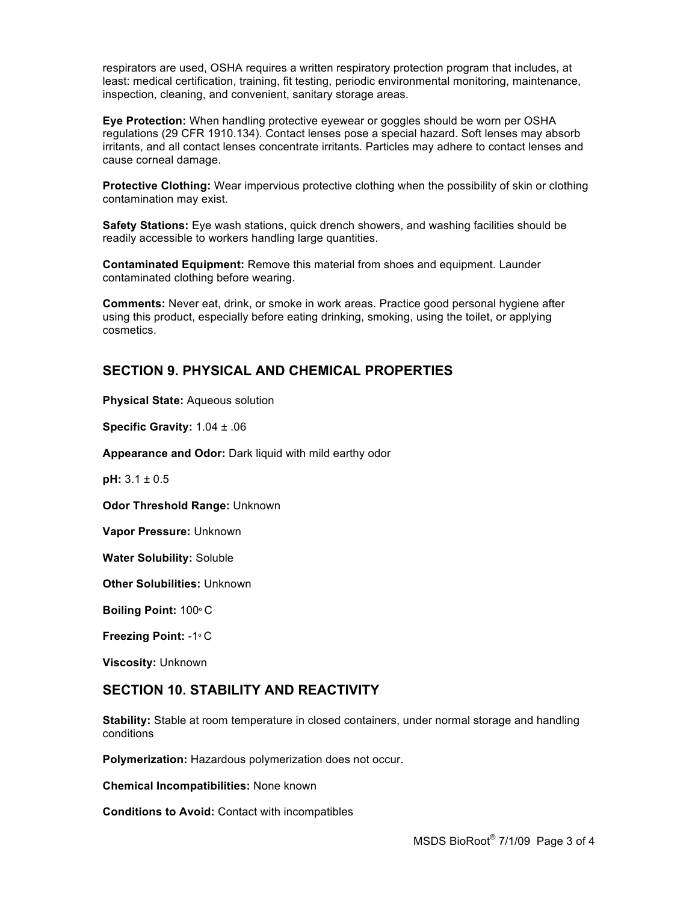respirators are used, OSHA requires a written respiratory protection program that includes, at least: medical certification, training, fit testing, periodic environmental monitoring, maintenance, inspection, cleaning, and convenient, sanitary storage areas.

**Eye Protection:** When handling protective eyewear or goggles should be worn per OSHA regulations (29 CFR 1910.134). Contact lenses pose a special hazard. Soft lenses may absorb irritants, and all contact lenses concentrate irritants. Particles may adhere to contact lenses and cause corneal damage.

**Protective Clothing:** Wear impervious protective clothing when the possibility of skin or clothing contamination may exist.

**Safety Stations:** Eye wash stations, quick drench showers, and washing facilities should be readily accessible to workers handling large quantities.

**Contaminated Equipment:** Remove this material from shoes and equipment. Launder contaminated clothing before wearing.

**Comments:** Never eat, drink, or smoke in work areas. Practice good personal hygiene after using this product, especially before eating drinking, smoking, using the toilet, or applying cosmetics.

## SECTION 9. PHYSICAL AND CHEMICAL PROPERTIES

**Physical State:** Aqueous solution

**Specific Gravity:** 1.04 ± .06

**Appearance and Odor:** Dark liquid with mild earthy odor

**pH:** 3.1 ± 0.5

**Odor Threshold Range:** Unknown

**Vapor Pressure:** Unknown

**Water Solubility:** Soluble

**Other Solubilities:** Unknown

**Boiling Point:** 100° C

**Freezing Point:** -1° C

**Viscosity:** Unknown

## SECTION 10. STABILITY AND REACTIVITY

**Stability:** Stable at room temperature in closed containers, under normal storage and handling conditions

**Polymerization:** Hazardous polymerization does not occur.

**Chemical Incompatibilities:** None known

**Conditions to Avoid:** Contact with incompatibles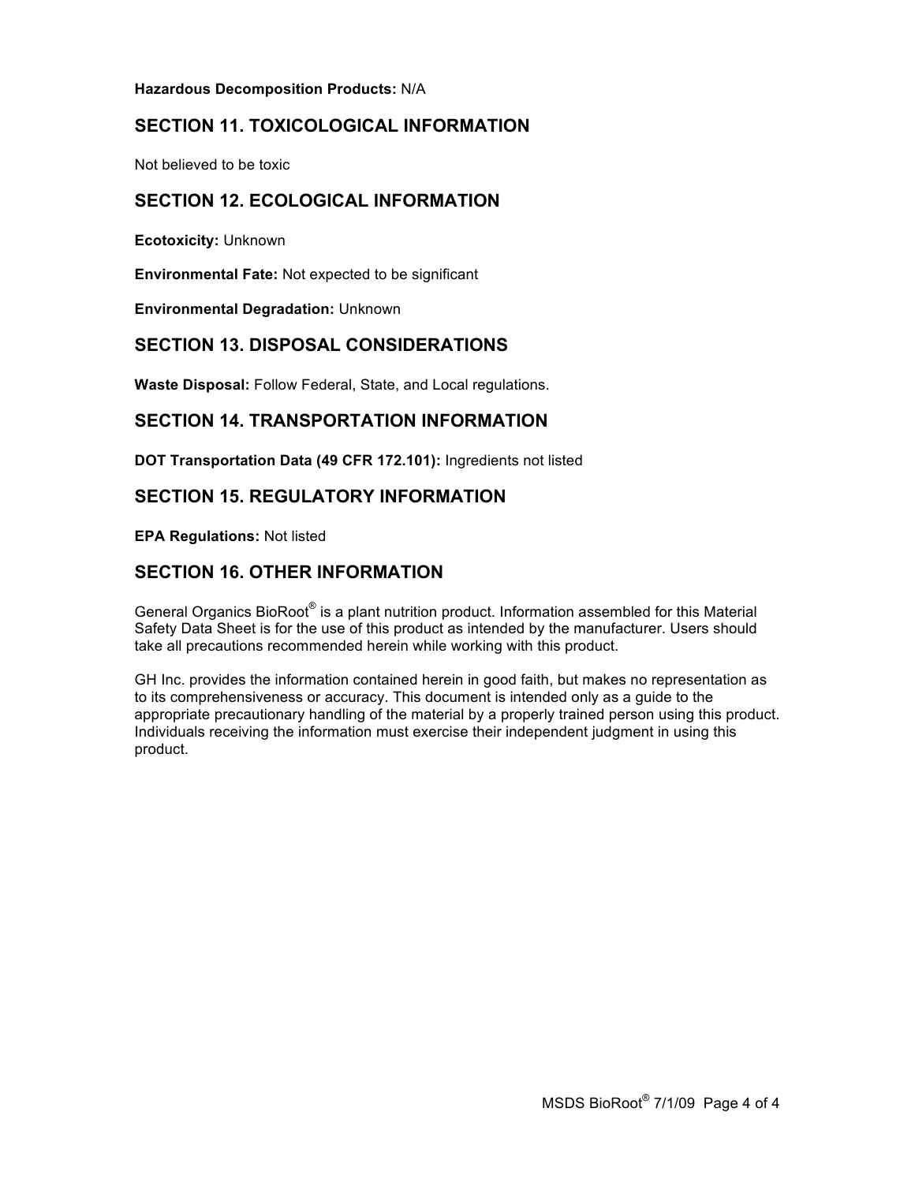**Hazardous Decomposition Products:** N/A

## SECTION 11. TOXICOLOGICAL INFORMATION

Not believed to be toxic

## SECTION 12. ECOLOGICAL INFORMATION

**Ecotoxicity:** Unknown

**Environmental Fate:** Not expected to be significant

**Environmental Degradation:** Unknown

## SECTION 13. DISPOSAL CONSIDERATIONS

**Waste Disposal:** Follow Federal, State, and Local regulations.

## SECTION 14. TRANSPORTATION INFORMATION

**DOT Transportation Data (49 CFR 172.101):** Ingredients not listed

## SECTION 15. REGULATORY INFORMATION

**EPA Regulations:** Not listed

## SECTION 16. OTHER INFORMATION

General Organics BioRoot® is a plant nutrition product. Information assembled for this Material Safety Data Sheet is for the use of this product as intended by the manufacturer. Users should take all precautions recommended herein while working with this product.

GH Inc. provides the information contained herein in good faith, but makes no representation as to its comprehensiveness or accuracy. This document is intended only as a guide to the appropriate precautionary handling of the material by a properly trained person using this product. Individuals receiving the information must exercise their independent judgment in using this product.